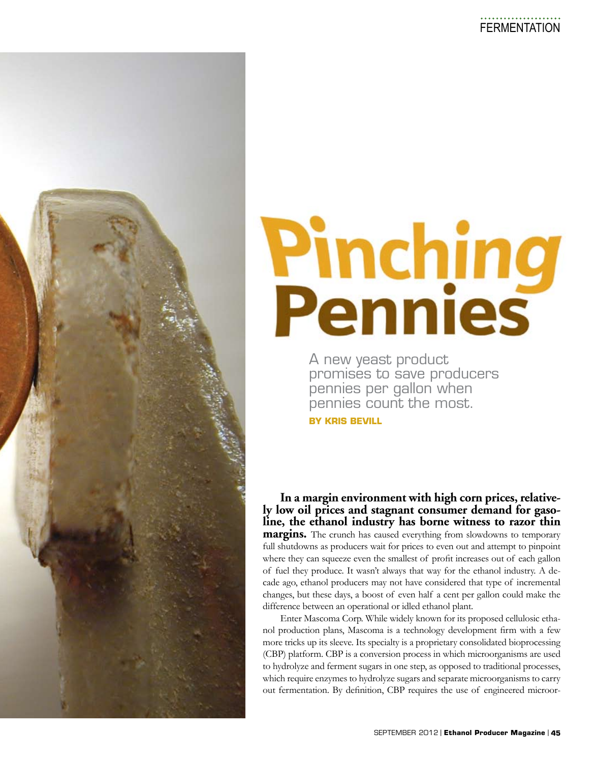# Pinching Pennies

A new yeast product promises to save producers pennies per gallon when pennies count the most.

**BY KRIS BEVILL**

**In a margin environment with high corn prices, relatively low oil prices and stagnant consumer demand for gasoline, the ethanol industry has borne witness to razor thin margins.** The crunch has caused everything from slowdowns to temporary full shutdowns as producers wait for prices to even out and attempt to pinpoint where they can squeeze even the smallest of profit increases out of each gallon of fuel they produce. It wasn't always that way for the ethanol industry. A decade ago, ethanol producers may not have considered that type of incremental changes, but these days, a boost of even half a cent per gallon could make the difference between an operational or idled ethanol plant.

Enter Mascoma Corp. While widely known for its proposed cellulosic ethanol production plans, Mascoma is a technology development firm with a few more tricks up its sleeve. Its specialty is a proprietary consolidated bioprocessing (CBP) platform. CBP is a conversion process in which microorganisms are used to hydrolyze and ferment sugars in one step, as opposed to traditional processes, which require enzymes to hydrolyze sugars and separate microorganisms to carry out fermentation. By definition, CBP requires the use of engineered microor-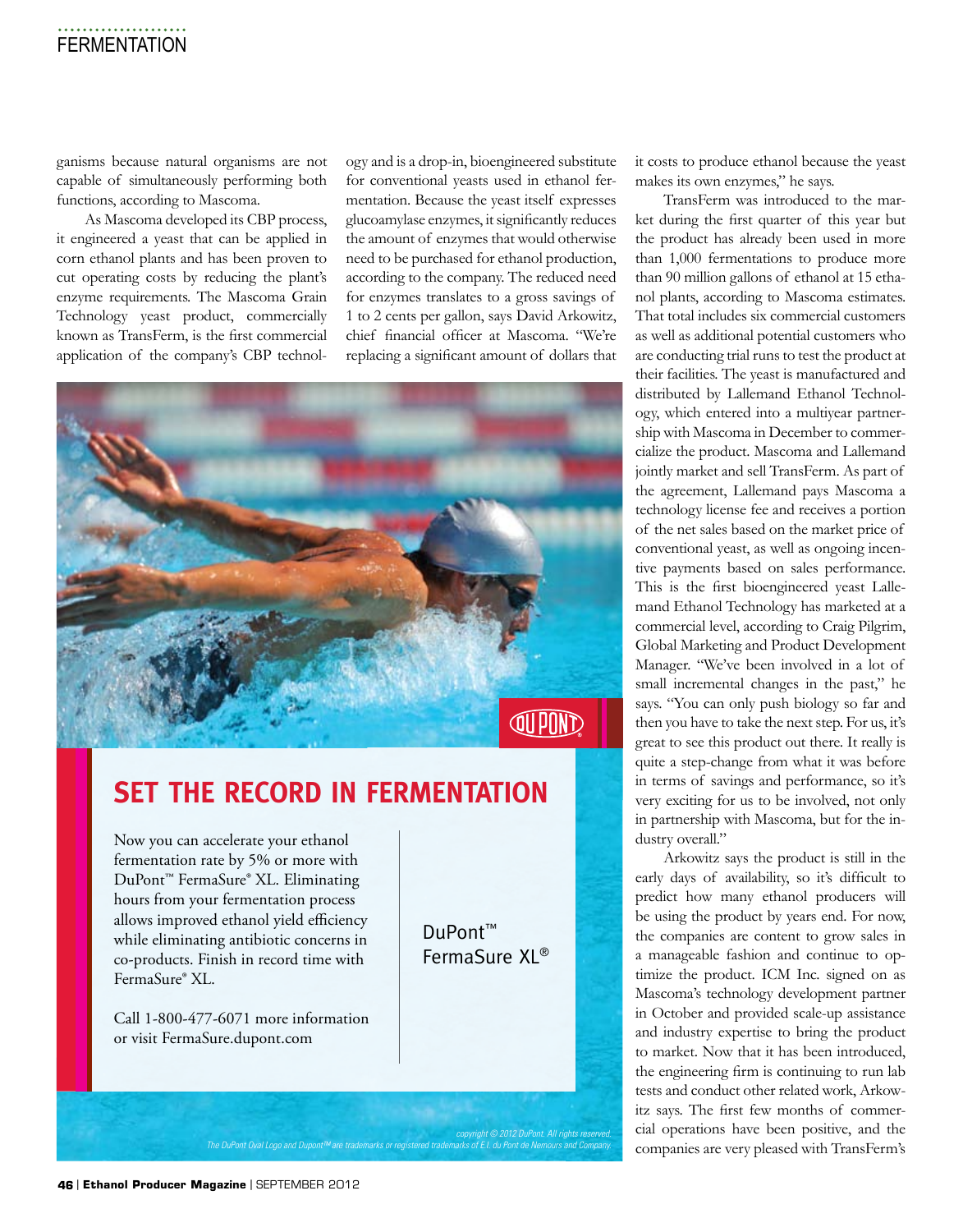ganisms because natural organisms are not capable of simultaneously performing both functions, according to Mascoma.

As Mascoma developed its CBP process, it engineered a yeast that can be applied in corn ethanol plants and has been proven to cut operating costs by reducing the plant's enzyme requirements. The Mascoma Grain Technology yeast product, commercially known as TransFerm, is the first commercial application of the company's CBP technology and is a drop-in, bioengineered substitute for conventional yeasts used in ethanol fermentation. Because the yeast itself expresses glucoamylase enzymes, it significantly reduces the amount of enzymes that would otherwise need to be purchased for ethanol production, according to the company. The reduced need for enzymes translates to a gross savings of 1 to 2 cents per gallon, says David Arkowitz, chief financial officer at Mascoma. "We're replacing a significant amount of dollars that it costs to produce ethanol because the yeast makes its own enzymes," he says.

TransFerm was introduced to the market during the first quarter of this year but the product has already been used in more than 1,000 fermentations to produce more than 90 million gallons of ethanol at 15 ethanol plants, according to Mascoma estimates. That total includes six commercial customers as well as additional potential customers who are conducting trial runs to test the product at their facilities. The yeast is manufactured and distributed by Lallemand Ethanol Technology, which entered into a multiyear partnership with Mascoma in December to commercialize the product. Mascoma and Lallemand jointly market and sell TransFerm. As part of the agreement, Lallemand pays Mascoma a technology license fee and receives a portion of the net sales based on the market price of conventional yeast, as well as ongoing incentive payments based on sales performance. This is the first bioengineered yeast Lallemand Ethanol Technology has marketed at a commercial level, according to Craig Pilgrim, Global Marketing and Product Development Manager. "We've been involved in a lot of small incremental changes in the past," he says. "You can only push biology so far and then you have to take the next step. For us, it's great to see this product out there. It really is quite a step-change from what it was before in terms of savings and performance, so it's very exciting for us to be involved, not only in partnership with Mascoma, but for the industry overall."

Arkowitz says the product is still in the early days of availability, so it's difficult to predict how many ethanol producers will be using the product by years end. For now, the companies are content to grow sales in a manageable fashion and continue to optimize the product. ICM Inc. signed on as Mascoma's technology development partner in October and provided scale-up assistance and industry expertise to bring the product to market. Now that it has been introduced, the engineering firm is continuing to run lab tests and conduct other related work, Arkowitz says. The first few months of commercial operations have been positive, and the companies are very pleased with TransFerm's

## SET THE RECORD IN FERMENTATION

Now you can accelerate your ethanol fermentation rate by 5% or more with DuPont™ FermaSure® XL. Eliminating hours from your fermentation process allows improved ethanol yield efficiency while eliminating antibiotic concerns in co-products. Finish in record time with FermaSure® XL.

Call 1-800-477-6071 more information or visit FermaSure.dupont.com

DuPont™ FermaSure XL®

copyright © 2012 DuPont. All rights reserved. The DuPont Oval Logo and Dupont™ are trademarks or registered trademarks of E.I. du Pont de Nemours and Company.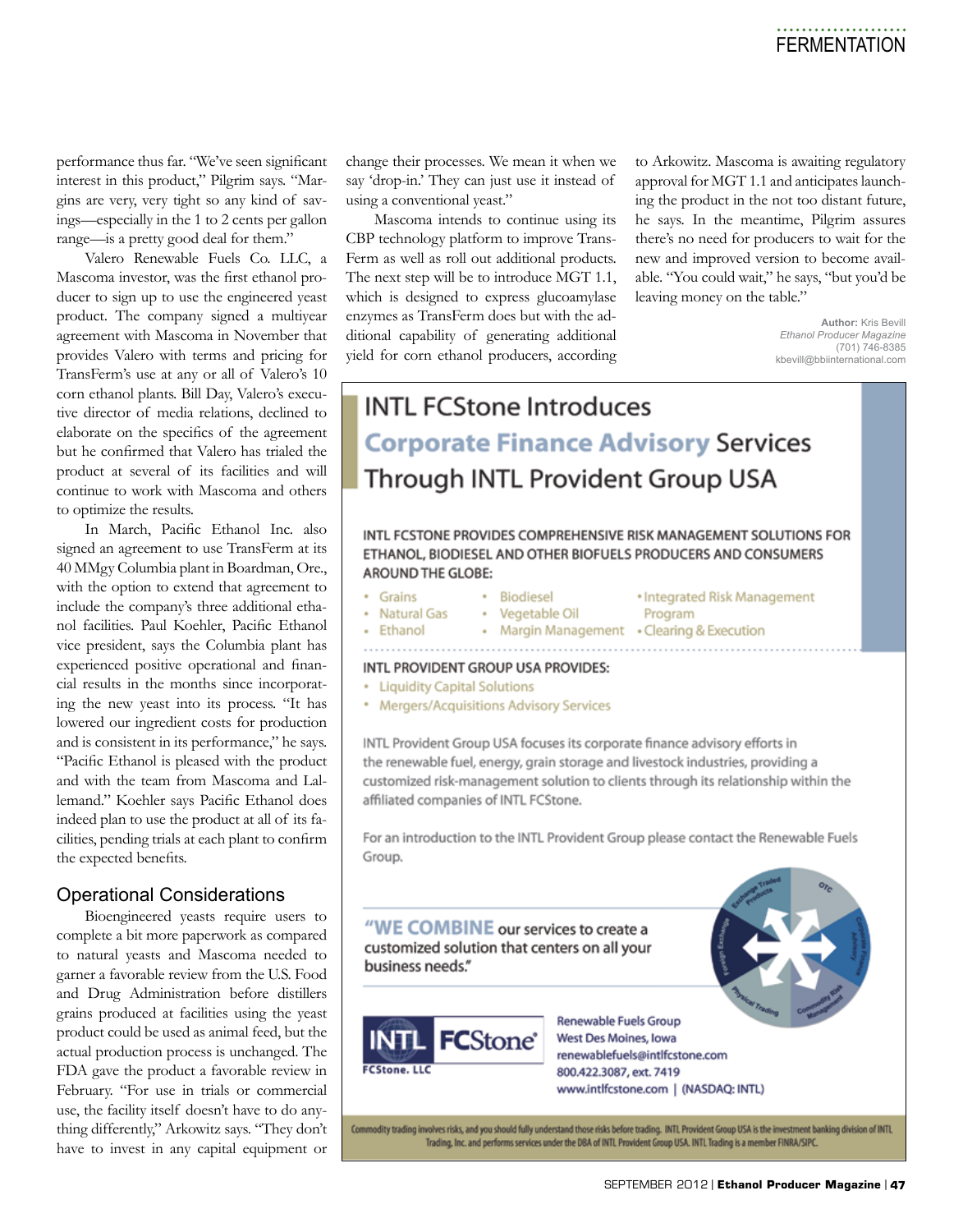performance thus far. "We've seen significant interest in this product," Pilgrim says. "Margins are very, very tight so any kind of savings—especially in the 1 to 2 cents per gallon range—is a pretty good deal for them."

Valero Renewable Fuels Co. LLC, a Mascoma investor, was the first ethanol producer to sign up to use the engineered yeast product. The company signed a multiyear agreement with Mascoma in November that provides Valero with terms and pricing for TransFerm's use at any or all of Valero's 10 corn ethanol plants. Bill Day, Valero's executive director of media relations, declined to elaborate on the specifics of the agreement but he confirmed that Valero has trialed the product at several of its facilities and will continue to work with Mascoma and others to optimize the results.

In March, Pacific Ethanol Inc. also signed an agreement to use TransFerm at its 40 MMgy Columbia plant in Boardman, Ore., with the option to extend that agreement to include the company's three additional ethanol facilities. Paul Koehler, Pacific Ethanol vice president, says the Columbia plant has experienced positive operational and financial results in the months since incorporating the new yeast into its process. "It has lowered our ingredient costs for production and is consistent in its performance," he says. "Pacific Ethanol is pleased with the product and with the team from Mascoma and Lallemand." Koehler says Pacific Ethanol does indeed plan to use the product at all of its facilities, pending trials at each plant to confirm the expected benefits.

## Operational Considerations

Bioengineered yeasts require users to complete a bit more paperwork as compared to natural yeasts and Mascoma needed to garner a favorable review from the U.S. Food and Drug Administration before distillers grains produced at facilities using the yeast product could be used as animal feed, but the actual production process is unchanged. The FDA gave the product a favorable review in February. "For use in trials or commercial use, the facility itself doesn't have to do anything differently," Arkowitz says. "They don't have to invest in any capital equipment or change their processes. We mean it when we say 'drop-in.' They can just use it instead of using a conventional yeast."

Mascoma intends to continue using its CBP technology platform to improve TransFerm as well as roll out additional products. The next step will be to introduce MGT 1.1, which is designed to express glucoamylase enzymes as TransFerm does but with the additional capability of generating additional yield for corn ethanol producers, according to Arkowitz. Mascoma is awaiting regulatory approval for MGT 1.1 and anticipates launching the product in the not too distant future, he says. In the meantime, Pilgrim assures there's no need for producers to wait for the new and improved version to become available. "You could wait," he says, "but you'd be leaving money on the table."

**Author:** Kris Bevill
*Ethanol Producer Magazine*
(701) 746-8385
kbevill@bbiinternational.com

# INTL FCStone Introduces Corporate Finance Advisory Services Through INTL Provident Group USA

**INTL FCSTONE PROVIDES COMPREHENSIVE RISK MANAGEMENT SOLUTIONS FOR ETHANOL, BIODIESEL AND OTHER BIOFUELS PRODUCERS AND CONSUMERS AROUND THE GLOBE:**

- Grains
- Natural Gas
- Ethanol
- Biodiesel
- Vegetable Oil
- Margin Management
- Integrated Risk Management Program
- Clearing & Execution

**INTL PROVIDENT GROUP USA PROVIDES:**

- Liquidity Capital Solutions
- Mergers/Acquisitions Advisory Services

INTL Provident Group USA focuses its corporate finance advisory efforts in the renewable fuel, energy, grain storage and livestock industries, providing a customized risk-management solution to clients through its relationship within the affiliated companies of INTL FCStone.

For an introduction to the INTL Provident Group please contact the Renewable Fuels Group.

"WE COMBINE our services to create a customized solution that centers on all your business needs."

Exchange Traded Products
OTC
Corporate Finance Advisory
Commodity Risk Management
Physical Trading
Foreign Exchange

INTL FCStone
FCStone, LLC

Renewable Fuels Group
West Des Moines, Iowa
renewablefuels@intlfcstone.com
800.422.3087, ext. 7419
www.intlfcstone.com | (NASDAQ: INTL)

Commodity trading involves risks, and you should fully understand those risks before trading. INTL Provident Group USA is the investment banking division of INTL Trading, Inc. and performs services under the DBA of INTL Provident Group USA. INTL Trading is a member FINRA/SIPC.